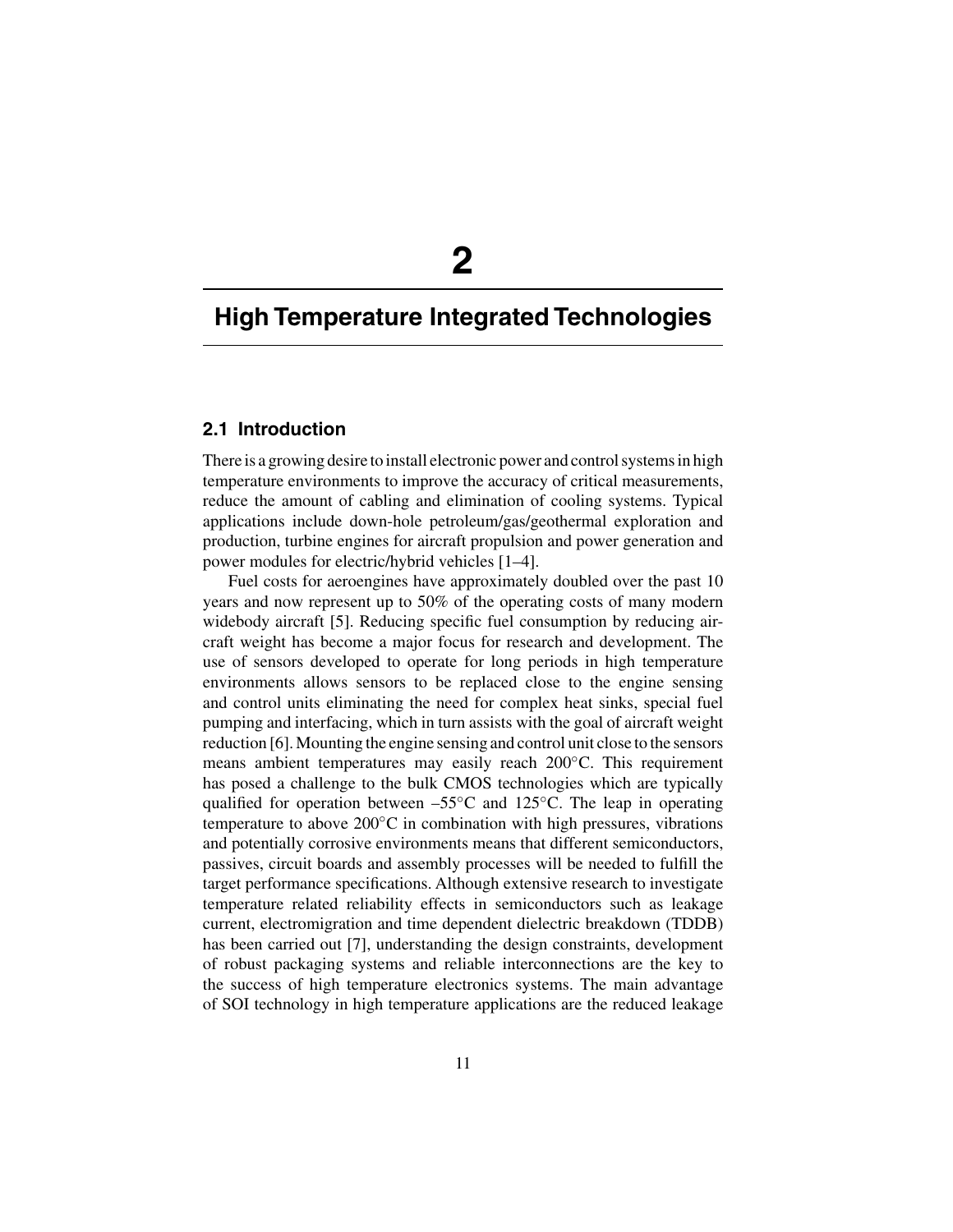# 2

# High Temperature Integrated Technologies

## 2.1 Introduction

There is a growing desire to install electronic power and control systems in high temperature environments to improve the accuracy of critical measurements, reduce the amount of cabling and elimination of cooling systems. Typical applications include down-hole petroleum/gas/geothermal exploration and production, turbine engines for aircraft propulsion and power generation and power modules for electric/hybrid vehicles [1–4].

Fuel costs for aeroengines have approximately doubled over the past 10 years and now represent up to 50% of the operating costs of many modern widebody aircraft [5]. Reducing specific fuel consumption by reducing aircraft weight has become a major focus for research and development. The use of sensors developed to operate for long periods in high temperature environments allows sensors to be replaced close to the engine sensing and control units eliminating the need for complex heat sinks, special fuel pumping and interfacing, which in turn assists with the goal of aircraft weight reduction [6]. Mounting the engine sensing and control unit close to the sensors means ambient temperatures may easily reach 200°C. This requirement has posed a challenge to the bulk CMOS technologies which are typically qualified for operation between –55°C and 125°C. The leap in operating temperature to above 200°C in combination with high pressures, vibrations and potentially corrosive environments means that different semiconductors, passives, circuit boards and assembly processes will be needed to fulfill the target performance specifications. Although extensive research to investigate temperature related reliability effects in semiconductors such as leakage current, electromigration and time dependent dielectric breakdown (TDDB) has been carried out [7], understanding the design constraints, development of robust packaging systems and reliable interconnections are the key to the success of high temperature electronics systems. The main advantage of SOI technology in high temperature applications are the reduced leakage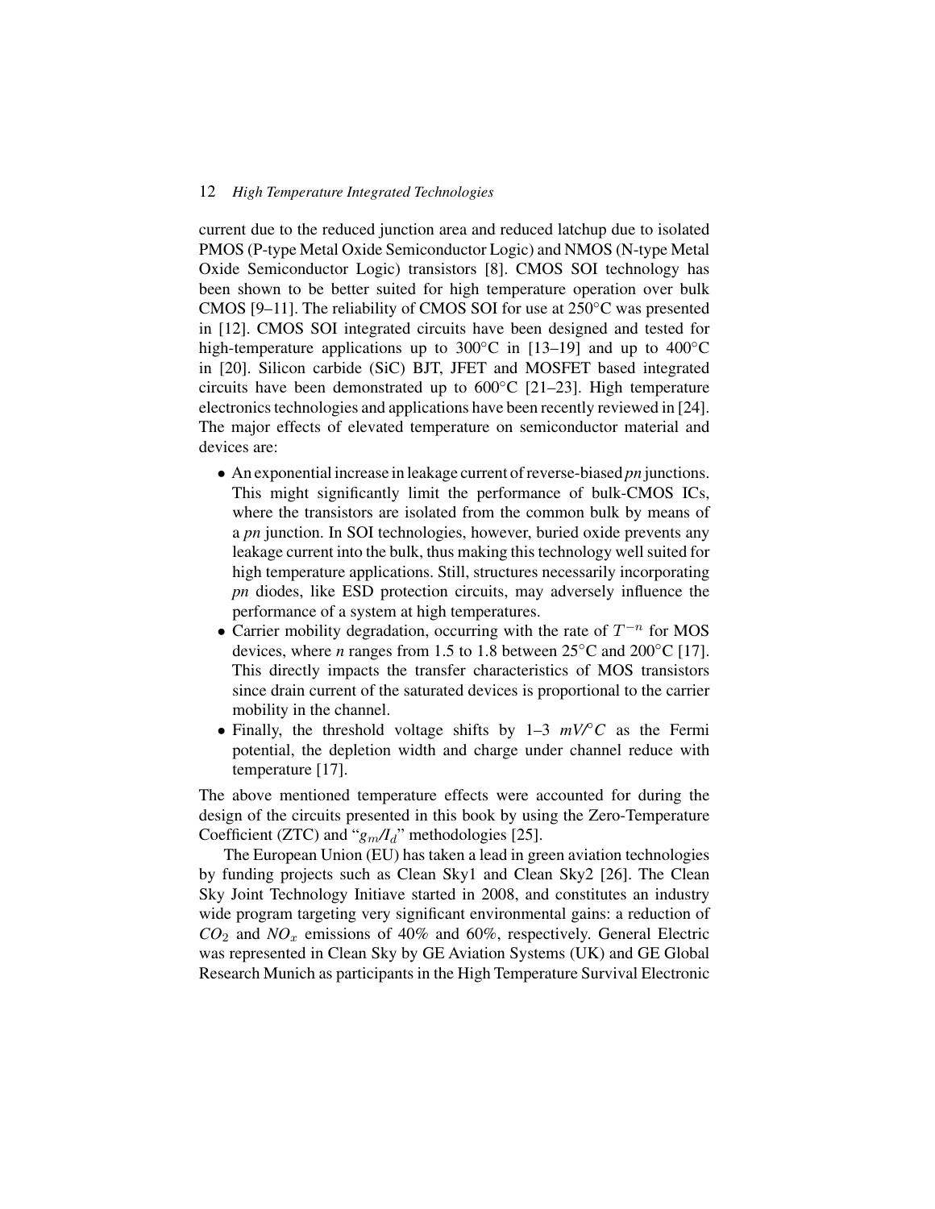current due to the reduced junction area and reduced latchup due to isolated PMOS (P-type Metal Oxide Semiconductor Logic) and NMOS (N-type Metal Oxide Semiconductor Logic) transistors [8]. CMOS SOI technology has been shown to be better suited for high temperature operation over bulk CMOS [9–11]. The reliability of CMOS SOI for use at 250°C was presented in [12]. CMOS SOI integrated circuits have been designed and tested for high-temperature applications up to 300°C in [13–19] and up to 400°C in [20]. Silicon carbide (SiC) BJT, JFET and MOSFET based integrated circuits have been demonstrated up to 600°C [21–23]. High temperature electronics technologies and applications have been recently reviewed in [24]. The major effects of elevated temperature on semiconductor material and devices are:

- An exponential increase in leakage current of reverse-biased *pn* junctions. This might significantly limit the performance of bulk-CMOS ICs, where the transistors are isolated from the common bulk by means of a *pn* junction. In SOI technologies, however, buried oxide prevents any leakage current into the bulk, thus making this technology well suited for high temperature applications. Still, structures necessarily incorporating *pn* diodes, like ESD protection circuits, may adversely influence the performance of a system at high temperatures.
- Carrier mobility degradation, occurring with the rate of $T^{-n}$ for MOS devices, where *n* ranges from 1.5 to 1.8 between 25°C and 200°C [17]. This directly impacts the transfer characteristics of MOS transistors since drain current of the saturated devices is proportional to the carrier mobility in the channel.
- Finally, the threshold voltage shifts by 1–3 *mV/°C* as the Fermi potential, the depletion width and charge under channel reduce with temperature [17].

The above mentioned temperature effects were accounted for during the design of the circuits presented in this book by using the Zero-Temperature Coefficient (ZTC) and "$g_m/I_d$" methodologies [25].

The European Union (EU) has taken a lead in green aviation technologies by funding projects such as Clean Sky1 and Clean Sky2 [26]. The Clean Sky Joint Technology Initiave started in 2008, and constitutes an industry wide program targeting very significant environmental gains: a reduction of $CO_2$ and $NO_x$ emissions of 40% and 60%, respectively. General Electric was represented in Clean Sky by GE Aviation Systems (UK) and GE Global Research Munich as participants in the High Temperature Survival Electronic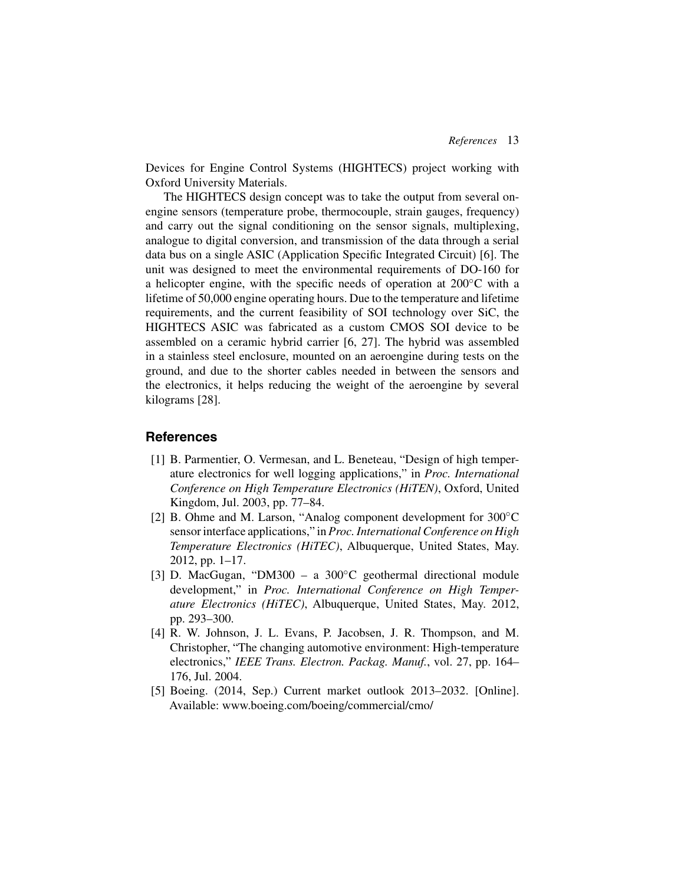Devices for Engine Control Systems (HIGHTECS) project working with Oxford University Materials.

The HIGHTECS design concept was to take the output from several on-engine sensors (temperature probe, thermocouple, strain gauges, frequency) and carry out the signal conditioning on the sensor signals, multiplexing, analogue to digital conversion, and transmission of the data through a serial data bus on a single ASIC (Application Specific Integrated Circuit) [6]. The unit was designed to meet the environmental requirements of DO-160 for a helicopter engine, with the specific needs of operation at 200°C with a lifetime of 50,000 engine operating hours. Due to the temperature and lifetime requirements, and the current feasibility of SOI technology over SiC, the HIGHTECS ASIC was fabricated as a custom CMOS SOI device to be assembled on a ceramic hybrid carrier [6, 27]. The hybrid was assembled in a stainless steel enclosure, mounted on an aeroengine during tests on the ground, and due to the shorter cables needed in between the sensors and the electronics, it helps reducing the weight of the aeroengine by several kilograms [28].

## References

[1] B. Parmentier, O. Vermesan, and L. Beneteau, "Design of high temperature electronics for well logging applications," in *Proc. International Conference on High Temperature Electronics (HiTEN)*, Oxford, United Kingdom, Jul. 2003, pp. 77–84.

[2] B. Ohme and M. Larson, "Analog component development for 300°C sensor interface applications," in *Proc. International Conference on High Temperature Electronics (HiTEC)*, Albuquerque, United States, May. 2012, pp. 1–17.

[3] D. MacGugan, "DM300 – a 300°C geothermal directional module development," in *Proc. International Conference on High Temperature Electronics (HiTEC)*, Albuquerque, United States, May. 2012, pp. 293–300.

[4] R. W. Johnson, J. L. Evans, P. Jacobsen, J. R. Thompson, and M. Christopher, "The changing automotive environment: High-temperature electronics," *IEEE Trans. Electron. Packag. Manuf.*, vol. 27, pp. 164–176, Jul. 2004.

[5] Boeing. (2014, Sep.) Current market outlook 2013–2032. [Online]. Available: www.boeing.com/boeing/commercial/cmo/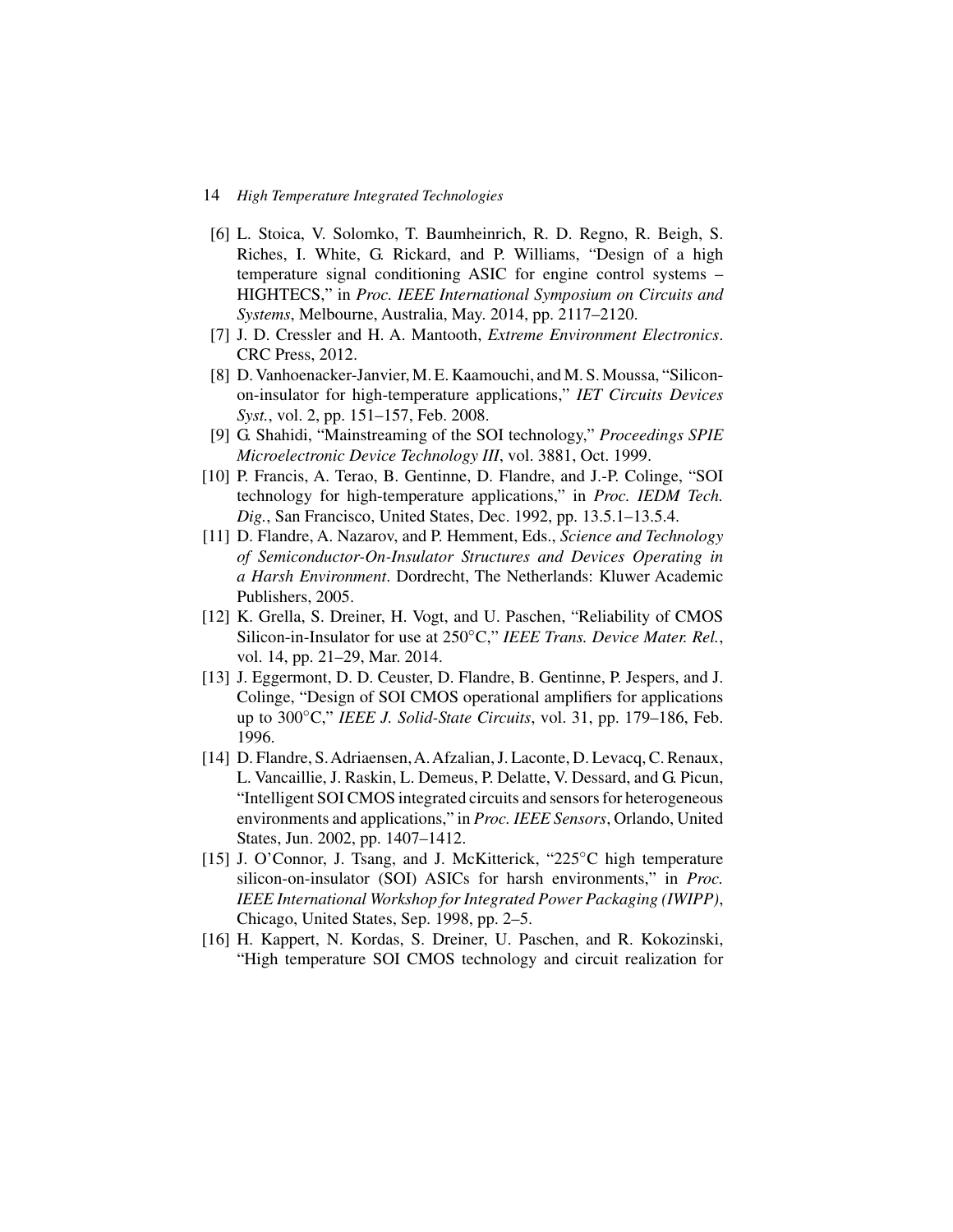[6] L. Stoica, V. Solomko, T. Baumheinrich, R. D. Regno, R. Beigh, S. Riches, I. White, G. Rickard, and P. Williams, "Design of a high temperature signal conditioning ASIC for engine control systems – HIGHTECS," in *Proc. IEEE International Symposium on Circuits and Systems*, Melbourne, Australia, May. 2014, pp. 2117–2120.

[7] J. D. Cressler and H. A. Mantooth, *Extreme Environment Electronics*. CRC Press, 2012.

[8] D. Vanhoenacker-Janvier, M. E. Kaamouchi, and M. S. Moussa, "Silicon-on-insulator for high-temperature applications," *IET Circuits Devices Syst.*, vol. 2, pp. 151–157, Feb. 2008.

[9] G. Shahidi, "Mainstreaming of the SOI technology," *Proceedings SPIE Microelectronic Device Technology III*, vol. 3881, Oct. 1999.

[10] P. Francis, A. Terao, B. Gentinne, D. Flandre, and J.-P. Colinge, "SOI technology for high-temperature applications," in *Proc. IEDM Tech. Dig.*, San Francisco, United States, Dec. 1992, pp. 13.5.1–13.5.4.

[11] D. Flandre, A. Nazarov, and P. Hemment, Eds., *Science and Technology of Semiconductor-On-Insulator Structures and Devices Operating in a Harsh Environment*. Dordrecht, The Netherlands: Kluwer Academic Publishers, 2005.

[12] K. Grella, S. Dreiner, H. Vogt, and U. Paschen, "Reliability of CMOS Silicon-in-Insulator for use at 250°C," *IEEE Trans. Device Mater. Rel.*, vol. 14, pp. 21–29, Mar. 2014.

[13] J. Eggermont, D. D. Ceuster, D. Flandre, B. Gentinne, P. Jespers, and J. Colinge, "Design of SOI CMOS operational amplifiers for applications up to 300°C," *IEEE J. Solid-State Circuits*, vol. 31, pp. 179–186, Feb. 1996.

[14] D. Flandre, S. Adriaensen, A. Afzalian, J. Laconte, D. Levacq, C. Renaux, L. Vancaillie, J. Raskin, L. Demeus, P. Delatte, V. Dessard, and G. Picun, "Intelligent SOI CMOS integrated circuits and sensors for heterogeneous environments and applications," in *Proc. IEEE Sensors*, Orlando, United States, Jun. 2002, pp. 1407–1412.

[15] J. O'Connor, J. Tsang, and J. McKitterick, "225°C high temperature silicon-on-insulator (SOI) ASICs for harsh environments," in *Proc. IEEE International Workshop for Integrated Power Packaging (IWIPP)*, Chicago, United States, Sep. 1998, pp. 2–5.

[16] H. Kappert, N. Kordas, S. Dreiner, U. Paschen, and R. Kokozinski, "High temperature SOI CMOS technology and circuit realization for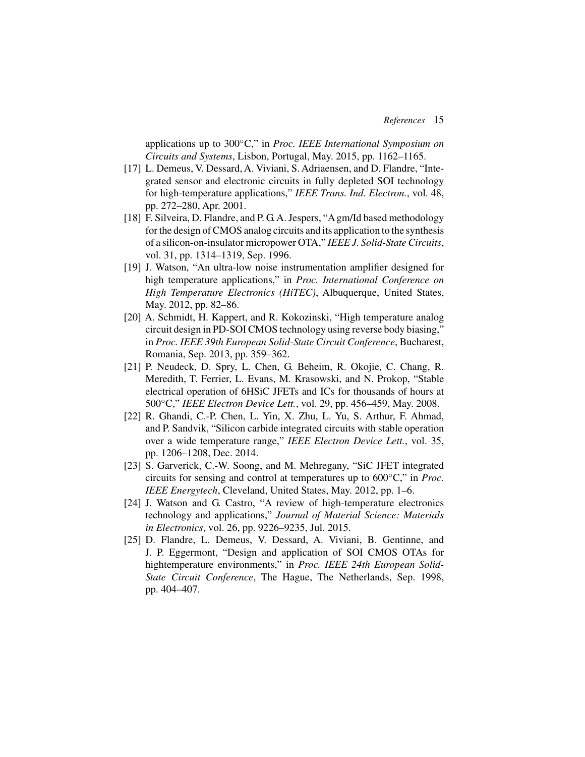applications up to 300°C," in *Proc. IEEE International Symposium on Circuits and Systems*, Lisbon, Portugal, May. 2015, pp. 1162–1165.

[17] L. Demeus, V. Dessard, A. Viviani, S. Adriaensen, and D. Flandre, "Integrated sensor and electronic circuits in fully depleted SOI technology for high-temperature applications," *IEEE Trans. Ind. Electron.*, vol. 48, pp. 272–280, Apr. 2001.

[18] F. Silveira, D. Flandre, and P. G. A. Jespers, "A gm/Id based methodology for the design of CMOS analog circuits and its application to the synthesis of a silicon-on-insulator micropower OTA," *IEEE J. Solid-State Circuits*, vol. 31, pp. 1314–1319, Sep. 1996.

[19] J. Watson, "An ultra-low noise instrumentation amplifier designed for high temperature applications," in *Proc. International Conference on High Temperature Electronics (HiTEC)*, Albuquerque, United States, May. 2012, pp. 82–86.

[20] A. Schmidt, H. Kappert, and R. Kokozinski, "High temperature analog circuit design in PD-SOI CMOS technology using reverse body biasing," in *Proc. IEEE 39th European Solid-State Circuit Conference*, Bucharest, Romania, Sep. 2013, pp. 359–362.

[21] P. Neudeck, D. Spry, L. Chen, G. Beheim, R. Okojie, C. Chang, R. Meredith, T. Ferrier, L. Evans, M. Krasowski, and N. Prokop, "Stable electrical operation of 6HSiC JFETs and ICs for thousands of hours at 500°C," *IEEE Electron Device Lett.*, vol. 29, pp. 456–459, May. 2008.

[22] R. Ghandi, C.-P. Chen, L. Yin, X. Zhu, L. Yu, S. Arthur, F. Ahmad, and P. Sandvik, "Silicon carbide integrated circuits with stable operation over a wide temperature range," *IEEE Electron Device Lett.*, vol. 35, pp. 1206–1208, Dec. 2014.

[23] S. Garverick, C.-W. Soong, and M. Mehregany, "SiC JFET integrated circuits for sensing and control at temperatures up to 600°C," in *Proc. IEEE Energytech*, Cleveland, United States, May. 2012, pp. 1–6.

[24] J. Watson and G. Castro, "A review of high-temperature electronics technology and applications," *Journal of Material Science: Materials in Electronics*, vol. 26, pp. 9226–9235, Jul. 2015.

[25] D. Flandre, L. Demeus, V. Dessard, A. Viviani, B. Gentinne, and J. P. Eggermont, "Design and application of SOI CMOS OTAs for hightemperature environments," in *Proc. IEEE 24th European Solid-State Circuit Conference*, The Hague, The Netherlands, Sep. 1998, pp. 404–407.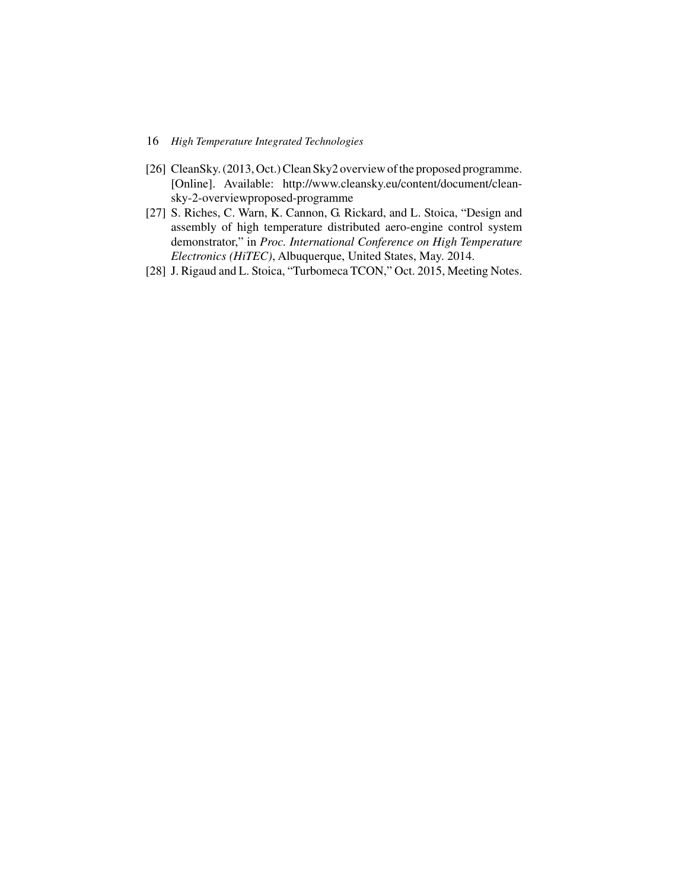[26] CleanSky. (2013, Oct.) Clean Sky2 overview of the proposed programme. [Online]. Available: http://www.cleansky.eu/content/document/clean-sky-2-overviewproposed-programme

[27] S. Riches, C. Warn, K. Cannon, G. Rickard, and L. Stoica, "Design and assembly of high temperature distributed aero-engine control system demonstrator," in *Proc. International Conference on High Temperature Electronics (HiTEC)*, Albuquerque, United States, May. 2014.

[28] J. Rigaud and L. Stoica, "Turbomeca TCON," Oct. 2015, Meeting Notes.